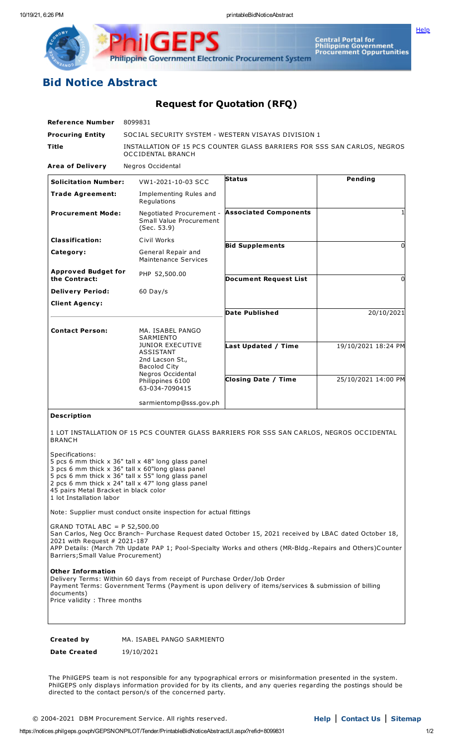# Bid Notice Abstract

## Request for Quotation (RFQ)

| | |
|---|---|
| **Reference Number** | 8099831 |
| **Procuring Entity** | SOCIAL SECURITY SYSTEM - WESTERN VISAYAS DIVISION 1 |
| **Title** | INSTALLATION OF 15 PCS COUNTER GLASS BARRIERS FOR SSS SAN CARLOS, NEGROS OCCIDENTAL BRANCH |
| **Area of Delivery** | Negros Occidental |

| | | | |
|---|---|---|---|
| **Solicitation Number:** | VW1-2021-10-03 SCC | **Status** | **Pending** |
| **Trade Agreement:** | Implementing Rules and Regulations | | |
| **Procurement Mode:** | Negotiated Procurement - Small Value Procurement (Sec. 53.9) | **Associated Components** | 1 |
| **Classification:** | Civil Works | **Bid Supplements** | 0 |
| **Category:** | General Repair and Maintenance Services | | |
| **Approved Budget for the Contract:** | PHP 52,500.00 | **Document Request List** | 0 |
| **Delivery Period:** | 60 Day/s | | |
| **Client Agency:** | | **Date Published** | 20/10/2021 |
| **Contact Person:** | MA. ISABEL PANGO SARMIENTO JUNIOR EXECUTIVE ASSISTANT 2nd Lacson St., Bacolod City Negros Occidental Philippines 6100 63-034-7090415 sarmientomp@sss.gov.ph | **Last Updated / Time** | 19/10/2021 18:24 PM |
| | | **Closing Date / Time** | 25/10/2021 14:00 PM |

**Description**

1 LOT INSTALLATION OF 15 PCS COUNTER GLASS BARRIERS FOR SSS SAN CARLOS, NEGROS OCCIDENTAL BRANCH

Specifications:
5 pcs 6 mm thick x 36" tall x 48" long glass panel
3 pcs 6 mm thick x 36" tall x 60"long glass panel
5 pcs 6 mm thick x 36" tall x 55" long glass panel
2 pcs 6 mm thick x 24" tall x 47" long glass panel
45 pairs Metal Bracket in black color
1 lot Installation labor

Note: Supplier must conduct onsite inspection for actual fittings

GRAND TOTAL ABC = P 52,500.00
San Carlos, Neg Occ Branch– Purchase Request dated October 15, 2021 received by LBAC dated October 18, 2021 with Request # 2021-187
APP Details: (March 7th Update PAP 1; Pool-Specialty Works and others (MR-Bldg.-Repairs and Others)Counter Barriers;Small Value Procurement)

**Other Information**
Delivery Terms: Within 60 days from receipt of Purchase Order/Job Order
Payment Terms: Government Terms (Payment is upon delivery of items/services & submission of billing documents)
Price validity : Three months

| | |
|---|---|
| **Created by** | MA. ISABEL PANGO SARMIENTO |
| **Date Created** | 19/10/2021 |

The PhilGEPS team is not responsible for any typographical errors or misinformation presented in the system. PhilGEPS only displays information provided for by its clients, and any queries regarding the postings should be directed to the contact person/s of the concerned party.

© 2004-2021 DBM Procurement Service. All rights reserved. **Help** | **Contact Us** | **Sitemap**